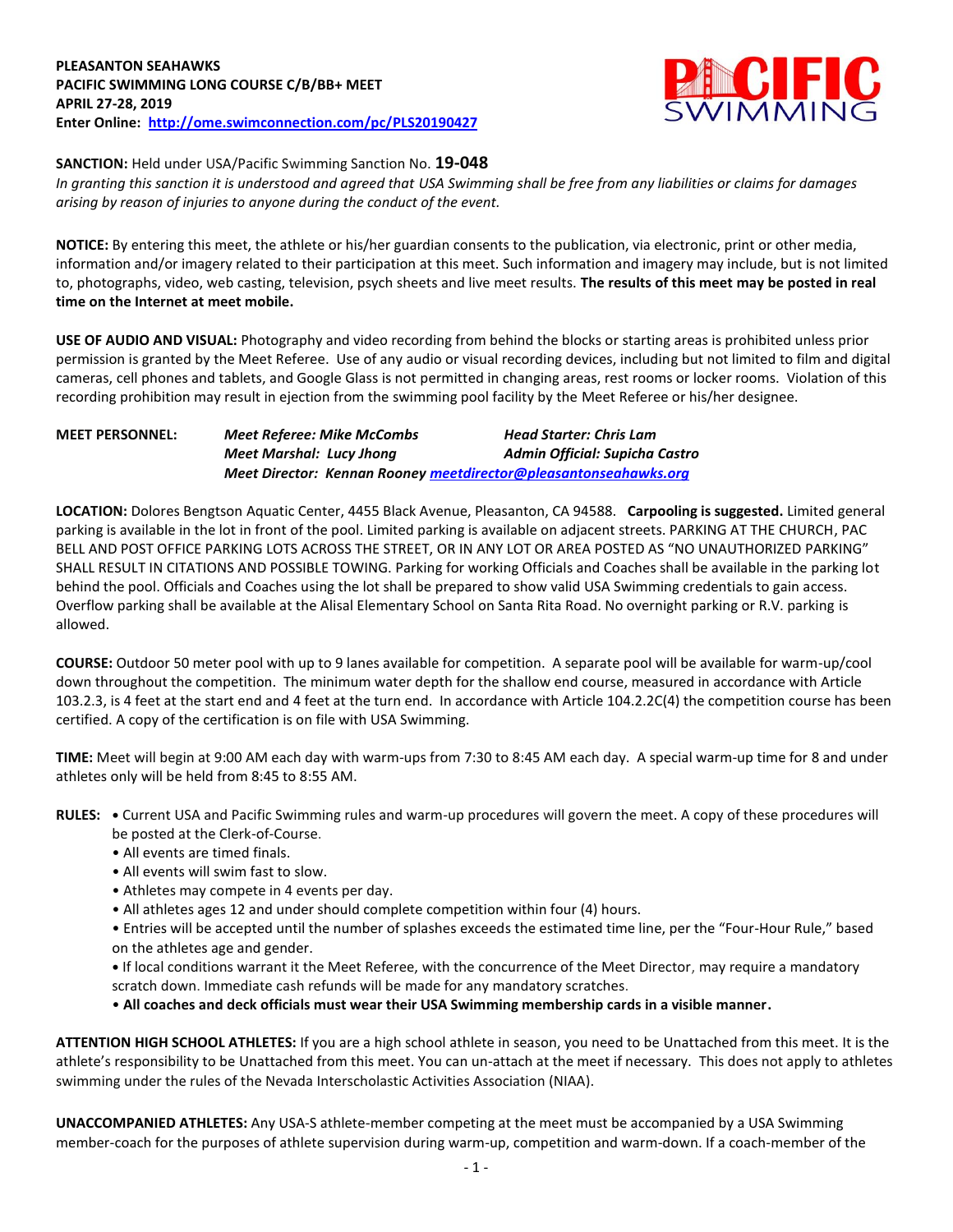**PLEASANTON SEAHAWKS**
**PACIFIC SWIMMING LONG COURSE C/B/BB+ MEET**
**APRIL 27-28, 2019**
**Enter Online: [http://ome.swimconnection.com/pc/PLS20190427](http://ome.swimconnection.com/pc/PLS20190427)**

**SANCTION:** Held under USA/Pacific Swimming Sanction No. **19-048**
*In granting this sanction it is understood and agreed that USA Swimming shall be free from any liabilities or claims for damages arising by reason of injuries to anyone during the conduct of the event.*

**NOTICE:** By entering this meet, the athlete or his/her guardian consents to the publication, via electronic, print or other media, information and/or imagery related to their participation at this meet. Such information and imagery may include, but is not limited to, photographs, video, web casting, television, psych sheets and live meet results. **The results of this meet may be posted in real time on the Internet at meet mobile.**

**USE OF AUDIO AND VISUAL:** Photography and video recording from behind the blocks or starting areas is prohibited unless prior permission is granted by the Meet Referee. Use of any audio or visual recording devices, including but not limited to film and digital cameras, cell phones and tablets, and Google Glass is not permitted in changing areas, rest rooms or locker rooms. Violation of this recording prohibition may result in ejection from the swimming pool facility by the Meet Referee or his/her designee.

**MEET PERSONNEL:**
*Meet Referee: Mike McCombs* — *Head Starter: Chris Lam*
*Meet Marshal: Lucy Jhong* — *Admin Official: Supicha Castro*
*Meet Director: Kennan Rooney [meetdirector@pleasantonseahawks.org](mailto:meetdirector@pleasantonseahawks.org)*

**LOCATION:** Dolores Bengtson Aquatic Center, 4455 Black Avenue, Pleasanton, CA 94588. **Carpooling is suggested.** Limited general parking is available in the lot in front of the pool. Limited parking is available on adjacent streets. PARKING AT THE CHURCH, PAC BELL AND POST OFFICE PARKING LOTS ACROSS THE STREET, OR IN ANY LOT OR AREA POSTED AS "NO UNAUTHORIZED PARKING" SHALL RESULT IN CITATIONS AND POSSIBLE TOWING. Parking for working Officials and Coaches shall be available in the parking lot behind the pool. Officials and Coaches using the lot shall be prepared to show valid USA Swimming credentials to gain access. Overflow parking shall be available at the Alisal Elementary School on Santa Rita Road. No overnight parking or R.V. parking is allowed.

**COURSE:** Outdoor 50 meter pool with up to 9 lanes available for competition. A separate pool will be available for warm-up/cool down throughout the competition. The minimum water depth for the shallow end course, measured in accordance with Article 103.2.3, is 4 feet at the start end and 4 feet at the turn end. In accordance with Article 104.2.2C(4) the competition course has been certified. A copy of the certification is on file with USA Swimming.

**TIME:** Meet will begin at 9:00 AM each day with warm-ups from 7:30 to 8:45 AM each day. A special warm-up time for 8 and under athletes only will be held from 8:45 to 8:55 AM.

**RULES:**
- Current USA and Pacific Swimming rules and warm-up procedures will govern the meet. A copy of these procedures will be posted at the Clerk-of-Course.
- All events are timed finals.
- All events will swim fast to slow.
- Athletes may compete in 4 events per day.
- All athletes ages 12 and under should complete competition within four (4) hours.
- Entries will be accepted until the number of splashes exceeds the estimated time line, per the "Four-Hour Rule," based on the athletes age and gender.
- If local conditions warrant it the Meet Referee, with the concurrence of the Meet Director, may require a mandatory scratch down. Immediate cash refunds will be made for any mandatory scratches.
- **All coaches and deck officials must wear their USA Swimming membership cards in a visible manner.**

**ATTENTION HIGH SCHOOL ATHLETES:** If you are a high school athlete in season, you need to be Unattached from this meet. It is the athlete's responsibility to be Unattached from this meet. You can un-attach at the meet if necessary. This does not apply to athletes swimming under the rules of the Nevada Interscholastic Activities Association (NIAA).

**UNACCOMPANIED ATHLETES:** Any USA-S athlete-member competing at the meet must be accompanied by a USA Swimming member-coach for the purposes of athlete supervision during warm-up, competition and warm-down. If a coach-member of the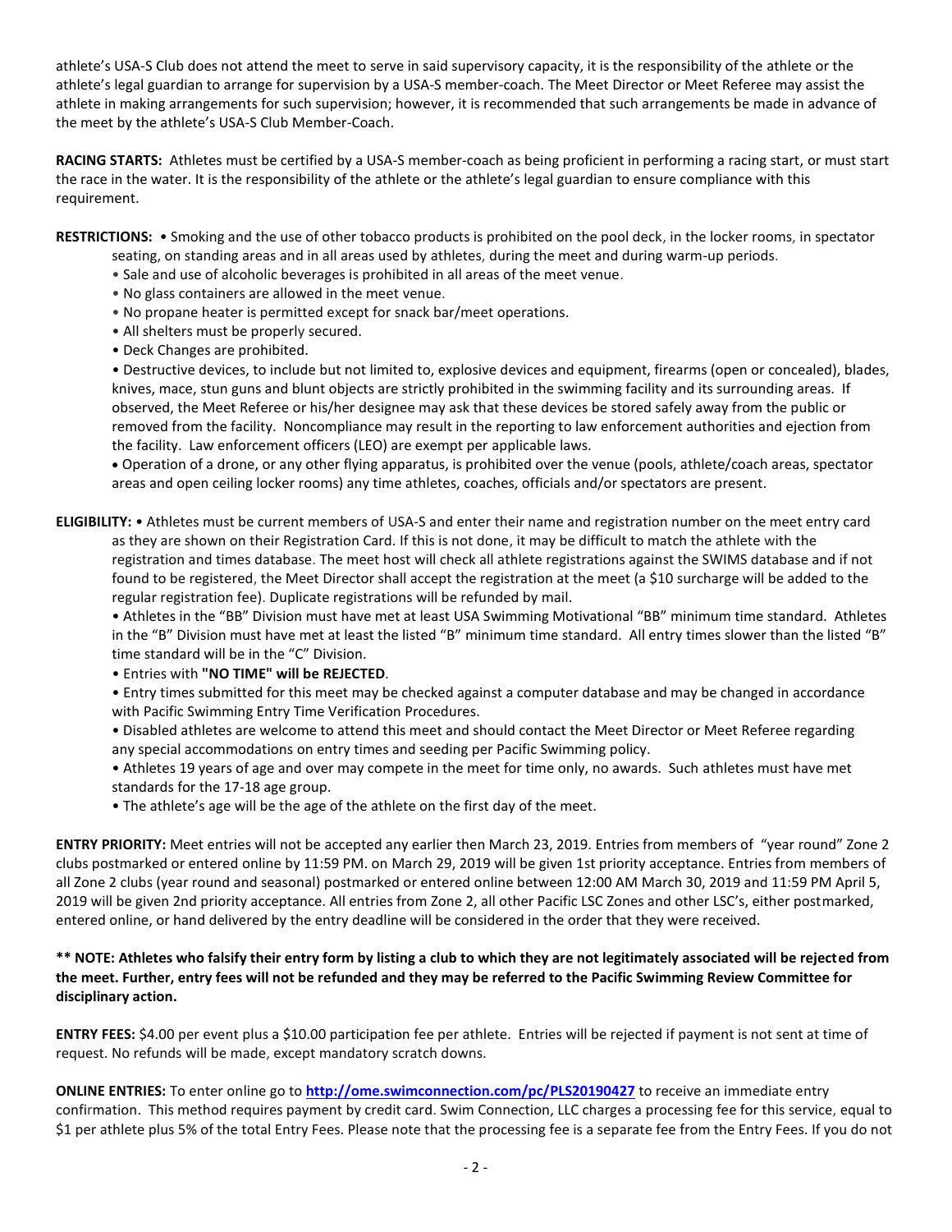athlete's USA-S Club does not attend the meet to serve in said supervisory capacity, it is the responsibility of the athlete or the athlete's legal guardian to arrange for supervision by a USA-S member-coach. The Meet Director or Meet Referee may assist the athlete in making arrangements for such supervision; however, it is recommended that such arrangements be made in advance of the meet by the athlete's USA-S Club Member-Coach.

**RACING STARTS:** Athletes must be certified by a USA-S member-coach as being proficient in performing a racing start, or must start the race in the water. It is the responsibility of the athlete or the athlete's legal guardian to ensure compliance with this requirement.

**RESTRICTIONS:** • Smoking and the use of other tobacco products is prohibited on the pool deck, in the locker rooms, in spectator seating, on standing areas and in all areas used by athletes, during the meet and during warm-up periods.

• Sale and use of alcoholic beverages is prohibited in all areas of the meet venue.
• No glass containers are allowed in the meet venue.
• No propane heater is permitted except for snack bar/meet operations.
• All shelters must be properly secured.
• Deck Changes are prohibited.
• Destructive devices, to include but not limited to, explosive devices and equipment, firearms (open or concealed), blades, knives, mace, stun guns and blunt objects are strictly prohibited in the swimming facility and its surrounding areas. If observed, the Meet Referee or his/her designee may ask that these devices be stored safely away from the public or removed from the facility. Noncompliance may result in the reporting to law enforcement authorities and ejection from the facility. Law enforcement officers (LEO) are exempt per applicable laws.
• Operation of a drone, or any other flying apparatus, is prohibited over the venue (pools, athlete/coach areas, spectator areas and open ceiling locker rooms) any time athletes, coaches, officials and/or spectators are present.

**ELIGIBILITY:** • Athletes must be current members of USA-S and enter their name and registration number on the meet entry card as they are shown on their Registration Card. If this is not done, it may be difficult to match the athlete with the registration and times database. The meet host will check all athlete registrations against the SWIMS database and if not found to be registered, the Meet Director shall accept the registration at the meet (a $10 surcharge will be added to the regular registration fee). Duplicate registrations will be refunded by mail.

• Athletes in the "BB" Division must have met at least USA Swimming Motivational "BB" minimum time standard. Athletes in the "B" Division must have met at least the listed "B" minimum time standard. All entry times slower than the listed "B" time standard will be in the "C" Division.
• Entries with **"NO TIME" will be REJECTED**.
• Entry times submitted for this meet may be checked against a computer database and may be changed in accordance with Pacific Swimming Entry Time Verification Procedures.
• Disabled athletes are welcome to attend this meet and should contact the Meet Director or Meet Referee regarding any special accommodations on entry times and seeding per Pacific Swimming policy.
• Athletes 19 years of age and over may compete in the meet for time only, no awards. Such athletes must have met standards for the 17-18 age group.
• The athlete's age will be the age of the athlete on the first day of the meet.

**ENTRY PRIORITY:** Meet entries will not be accepted any earlier then March 23, 2019. Entries from members of "year round" Zone 2 clubs postmarked or entered online by 11:59 PM. on March 29, 2019 will be given 1st priority acceptance. Entries from members of all Zone 2 clubs (year round and seasonal) postmarked or entered online between 12:00 AM March 30, 2019 and 11:59 PM April 5, 2019 will be given 2nd priority acceptance. All entries from Zone 2, all other Pacific LSC Zones and other LSC's, either postmarked, entered online, or hand delivered by the entry deadline will be considered in the order that they were received.

**** NOTE: Athletes who falsify their entry form by listing a club to which they are not legitimately associated will be rejected from the meet. Further, entry fees will not be refunded and they may be referred to the Pacific Swimming Review Committee for disciplinary action.**

**ENTRY FEES:** $4.00 per event plus a $10.00 participation fee per athlete. Entries will be rejected if payment is not sent at time of request. No refunds will be made, except mandatory scratch downs.

**ONLINE ENTRIES:** To enter online go to **http://ome.swimconnection.com/pc/PLS20190427** to receive an immediate entry confirmation. This method requires payment by credit card. Swim Connection, LLC charges a processing fee for this service, equal to $1 per athlete plus 5% of the total Entry Fees. Please note that the processing fee is a separate fee from the Entry Fees. If you do not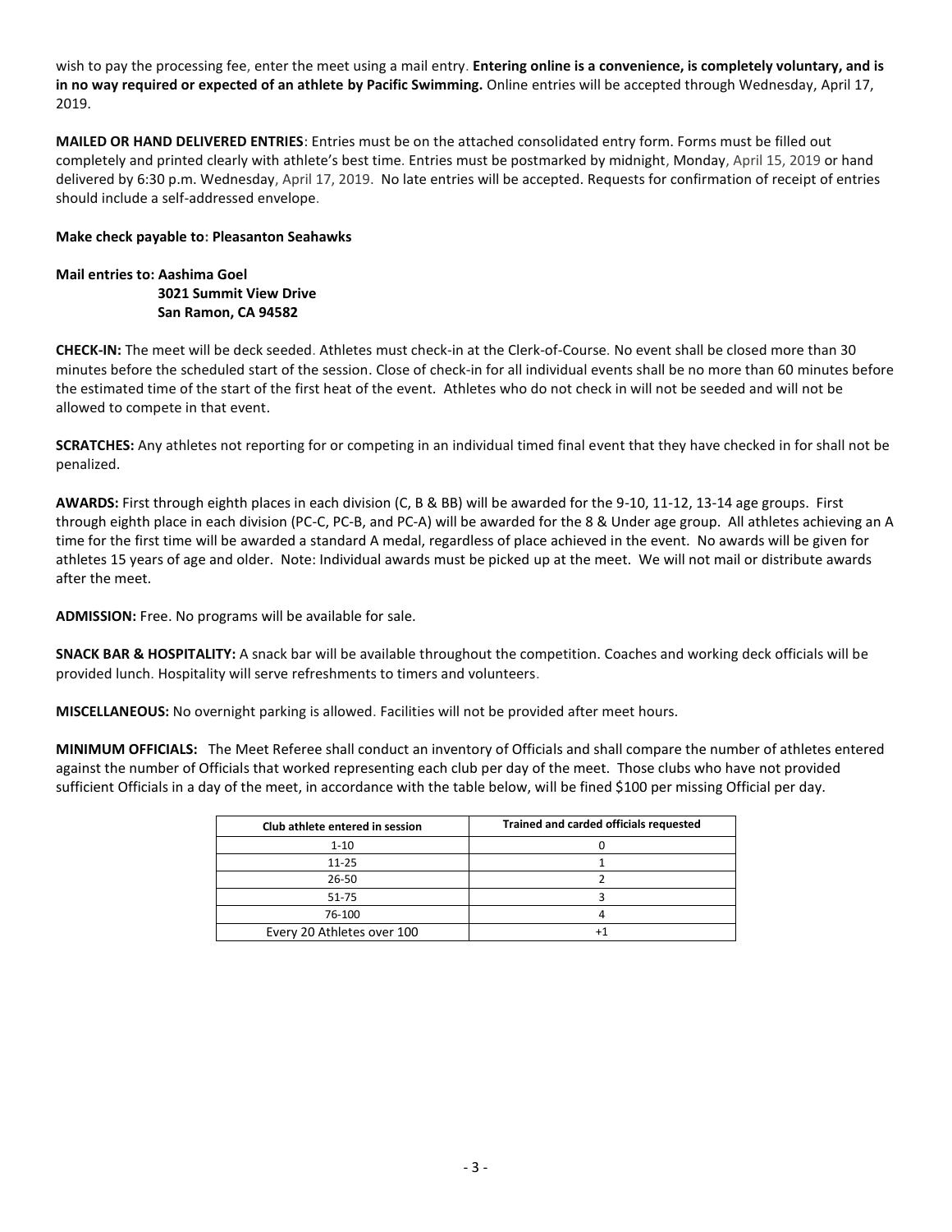wish to pay the processing fee, enter the meet using a mail entry. **Entering online is a convenience, is completely voluntary, and is in no way required or expected of an athlete by Pacific Swimming.** Online entries will be accepted through Wednesday, April 17, 2019.

**MAILED OR HAND DELIVERED ENTRIES**: Entries must be on the attached consolidated entry form. Forms must be filled out completely and printed clearly with athlete's best time. Entries must be postmarked by midnight, Monday, April 15, 2019 or hand delivered by 6:30 p.m. Wednesday, April 17, 2019. No late entries will be accepted. Requests for confirmation of receipt of entries should include a self-addressed envelope.

**Make check payable to: Pleasanton Seahawks**

**Mail entries to: Aashima Goel**
**3021 Summit View Drive**
**San Ramon, CA 94582**

**CHECK-IN:** The meet will be deck seeded. Athletes must check-in at the Clerk-of-Course. No event shall be closed more than 30 minutes before the scheduled start of the session. Close of check-in for all individual events shall be no more than 60 minutes before the estimated time of the start of the first heat of the event. Athletes who do not check in will not be seeded and will not be allowed to compete in that event.

**SCRATCHES:** Any athletes not reporting for or competing in an individual timed final event that they have checked in for shall not be penalized.

**AWARDS:** First through eighth places in each division (C, B & BB) will be awarded for the 9-10, 11-12, 13-14 age groups. First through eighth place in each division (PC-C, PC-B, and PC-A) will be awarded for the 8 & Under age group. All athletes achieving an A time for the first time will be awarded a standard A medal, regardless of place achieved in the event. No awards will be given for athletes 15 years of age and older. Note: Individual awards must be picked up at the meet. We will not mail or distribute awards after the meet.

**ADMISSION:** Free. No programs will be available for sale.

**SNACK BAR & HOSPITALITY:** A snack bar will be available throughout the competition. Coaches and working deck officials will be provided lunch. Hospitality will serve refreshments to timers and volunteers.

**MISCELLANEOUS:** No overnight parking is allowed. Facilities will not be provided after meet hours.

**MINIMUM OFFICIALS:** The Meet Referee shall conduct an inventory of Officials and shall compare the number of athletes entered against the number of Officials that worked representing each club per day of the meet. Those clubs who have not provided sufficient Officials in a day of the meet, in accordance with the table below, will be fined $100 per missing Official per day.

| Club athlete entered in session | Trained and carded officials requested |
|---|---|
| 1-10 | 0 |
| 11-25 | 1 |
| 26-50 | 2 |
| 51-75 | 3 |
| 76-100 | 4 |
| Every 20 Athletes over 100 | +1 |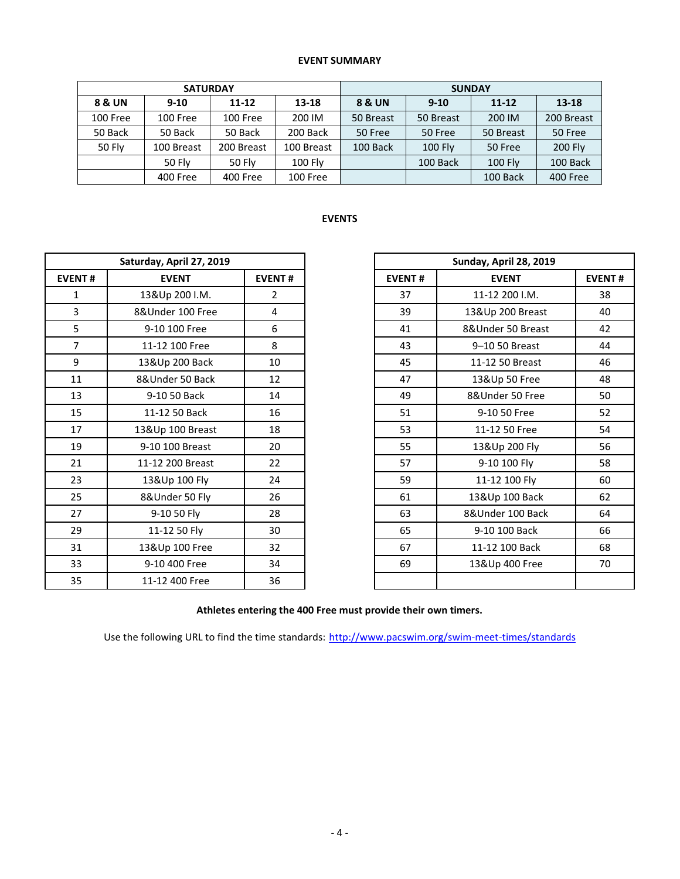**EVENT SUMMARY**

| SATURDAY | | | | SUNDAY | | | |
|---|---|---|---|---|---|---|---|
| **8 & UN** | **9-10** | **11-12** | **13-18** | **8 & UN** | **9-10** | **11-12** | **13-18** |
| 100 Free | 100 Free | 100 Free | 200 IM | 50 Breast | 50 Breast | 200 IM | 200 Breast |
| 50 Back | 50 Back | 50 Back | 200 Back | 50 Free | 50 Free | 50 Breast | 50 Free |
| 50 Fly | 100 Breast | 200 Breast | 100 Breast | 100 Back | 100 Fly | 50 Free | 200 Fly |
| | 50 Fly | 50 Fly | 100 Fly | | 100 Back | 100 Fly | 100 Back |
| | 400 Free | 400 Free | 100 Free | | | 100 Back | 400 Free |

**EVENTS**

| Saturday, April 27, 2019 | | |
|---|---|---|
| **EVENT #** | **EVENT** | **EVENT #** |
| 1 | 13&Up 200 I.M. | 2 |
| 3 | 8&Under 100 Free | 4 |
| 5 | 9-10 100 Free | 6 |
| 7 | 11-12 100 Free | 8 |
| 9 | 13&Up 200 Back | 10 |
| 11 | 8&Under 50 Back | 12 |
| 13 | 9-10 50 Back | 14 |
| 15 | 11-12 50 Back | 16 |
| 17 | 13&Up 100 Breast | 18 |
| 19 | 9-10 100 Breast | 20 |
| 21 | 11-12 200 Breast | 22 |
| 23 | 13&Up 100 Fly | 24 |
| 25 | 8&Under 50 Fly | 26 |
| 27 | 9-10 50 Fly | 28 |
| 29 | 11-12 50 Fly | 30 |
| 31 | 13&Up 100 Free | 32 |
| 33 | 9-10 400 Free | 34 |
| 35 | 11-12 400 Free | 36 |

| Sunday, April 28, 2019 | | |
|---|---|---|
| **EVENT #** | **EVENT** | **EVENT #** |
| 37 | 11-12 200 I.M. | 38 |
| 39 | 13&Up 200 Breast | 40 |
| 41 | 8&Under 50 Breast | 42 |
| 43 | 9–10 50 Breast | 44 |
| 45 | 11-12 50 Breast | 46 |
| 47 | 13&Up 50 Free | 48 |
| 49 | 8&Under 50 Free | 50 |
| 51 | 9-10 50 Free | 52 |
| 53 | 11-12 50 Free | 54 |
| 55 | 13&Up 200 Fly | 56 |
| 57 | 9-10 100 Fly | 58 |
| 59 | 11-12 100 Fly | 60 |
| 61 | 13&Up 100 Back | 62 |
| 63 | 8&Under 100 Back | 64 |
| 65 | 9-10 100 Back | 66 |
| 67 | 11-12 100 Back | 68 |
| 69 | 13&Up 400 Free | 70 |
| | | |

**Athletes entering the 400 Free must provide their own timers.**

Use the following URL to find the time standards: http://www.pacswim.org/swim-meet-times/standards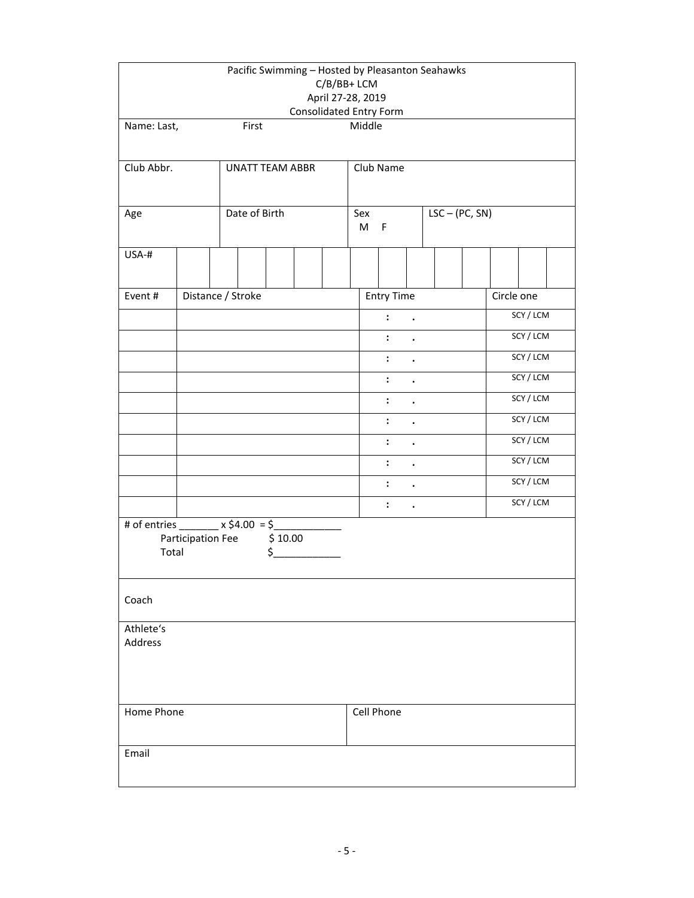Pacific Swimming – Hosted by Pleasanton Seahawks
C/B/BB+ LCM
April 27-28, 2019
Consolidated Entry Form

| Name: Last, | First | Middle |
| --- | --- | --- |
| | | |

| Club Abbr. | UNATT TEAM ABBR | Club Name |
| --- | --- | --- |
| | | |

| Age | Date of Birth | Sex M F | LSC – (PC, SN) |
| --- | --- | --- | --- |
| | | | |

| USA-# | | | | | | | | | | | | | | |
| --- | --- | --- | --- | --- | --- | --- | --- | --- | --- | --- | --- | --- | --- | --- |

| Event # | Distance / Stroke | Entry Time | Circle one |
| --- | --- | --- | --- |
| | | : . | SCY / LCM |
| | | : . | SCY / LCM |
| | | : . | SCY / LCM |
| | | : . | SCY / LCM |
| | | : . | SCY / LCM |
| | | : . | SCY / LCM |
| | | : . | SCY / LCM |
| | | : . | SCY / LCM |
| | | : . | SCY / LCM |
| | | : . | SCY / LCM |

# of entries _______ x $4.00 = $____________
Participation Fee $ 10.00
Total $____________

Coach

Athlete's Address

| Home Phone | Cell Phone |
| --- | --- |
| | |

Email